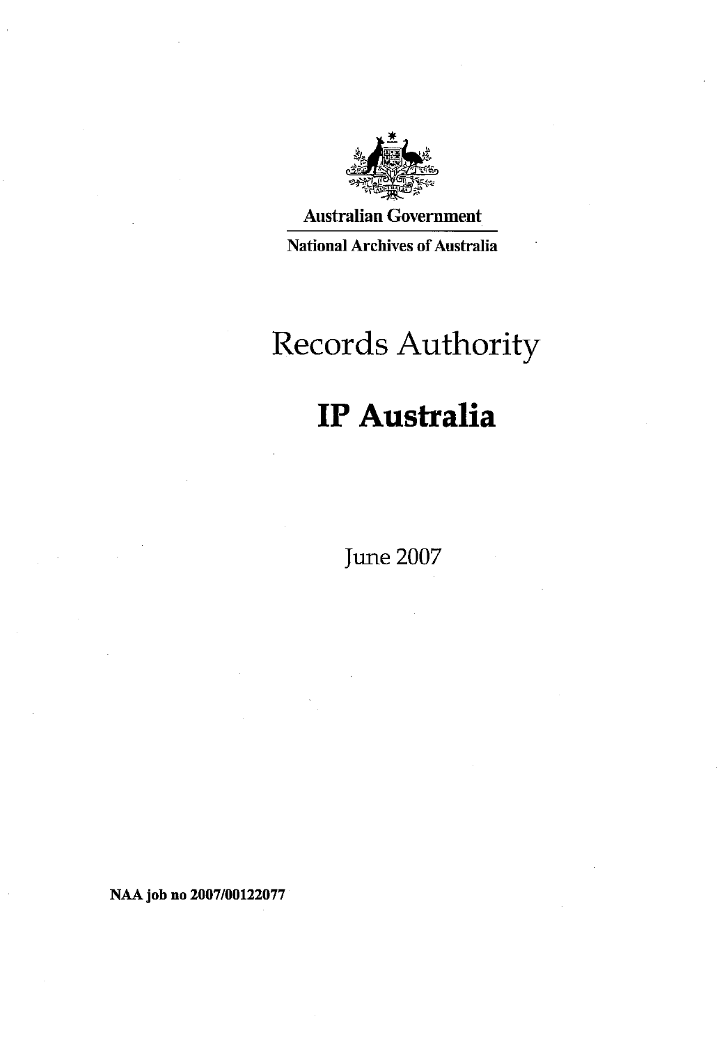Australian Government

National Archives of Australia

# Records Authority

# IP Australia

June 2007

**NAA job no 2007/00122077**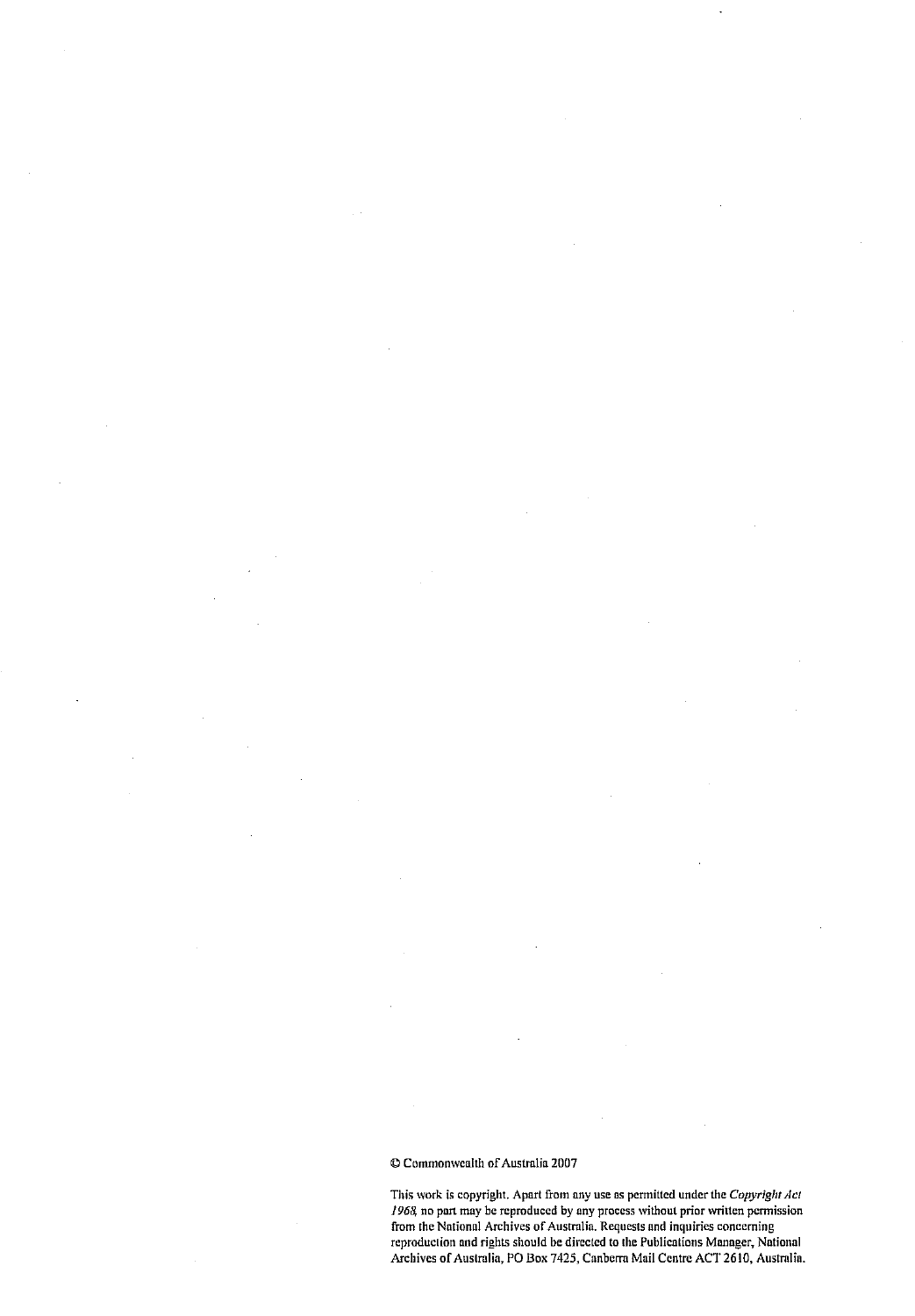© Commonwealth of Australia 2007

This work is copyright. Apart from any use as permitted under the *Copyright Act 1968*, no part may be reproduced by any process without prior written permission from the National Archives of Australia. Requests and inquiries concerning reproduction and rights should be directed to the Publications Manager, National Archives of Australia, PO Box 7425, Canberra Mail Centre ACT 2610, Australia.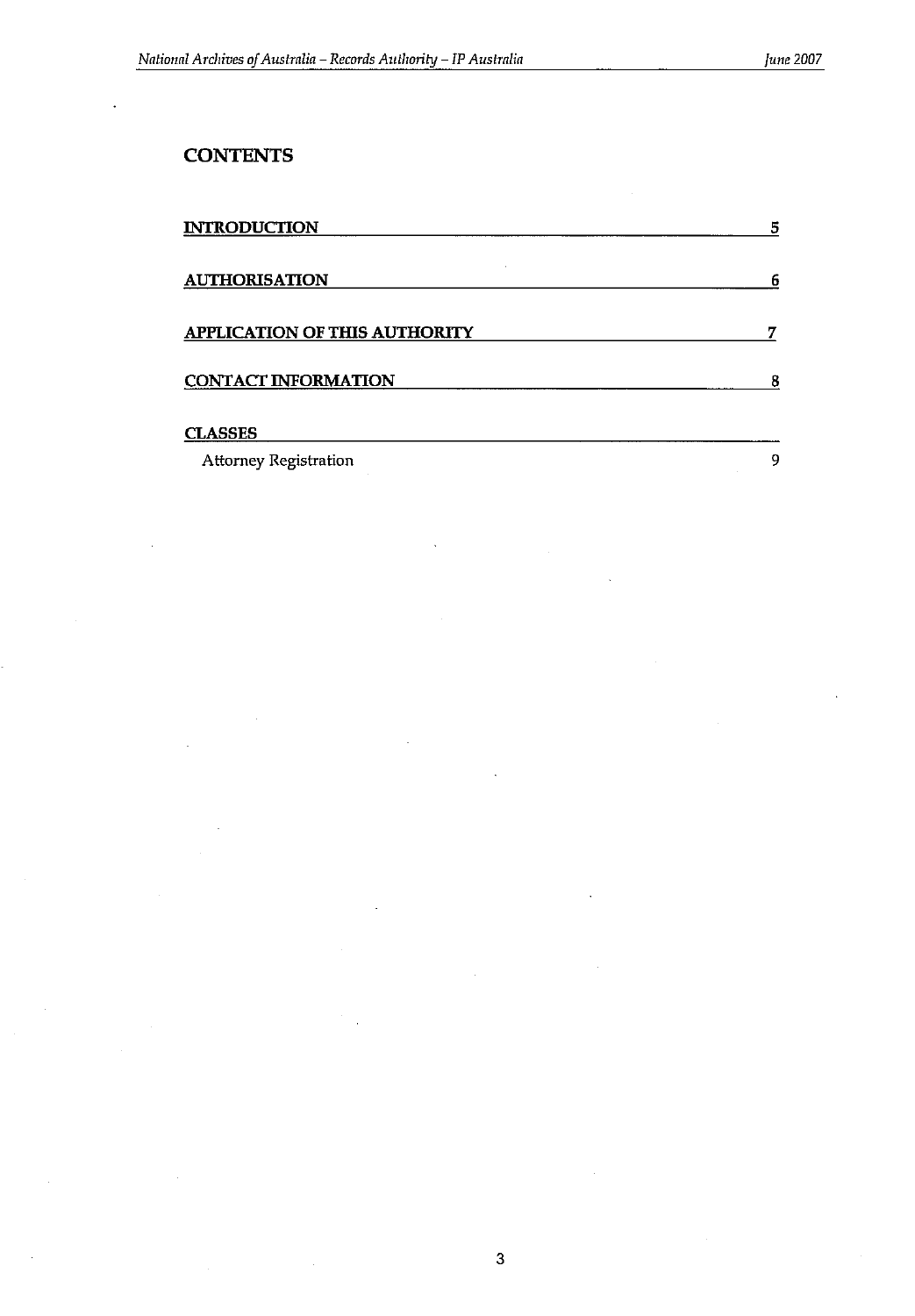# CONTENTS

| | |
|---|---|
| **INTRODUCTION** | 5 |
| **AUTHORISATION** | 6 |
| **APPLICATION OF THIS AUTHORITY** | 7 |
| **CONTACT INFORMATION** | 8 |
| **CLASSES** | |
| Attorney Registration | 9 |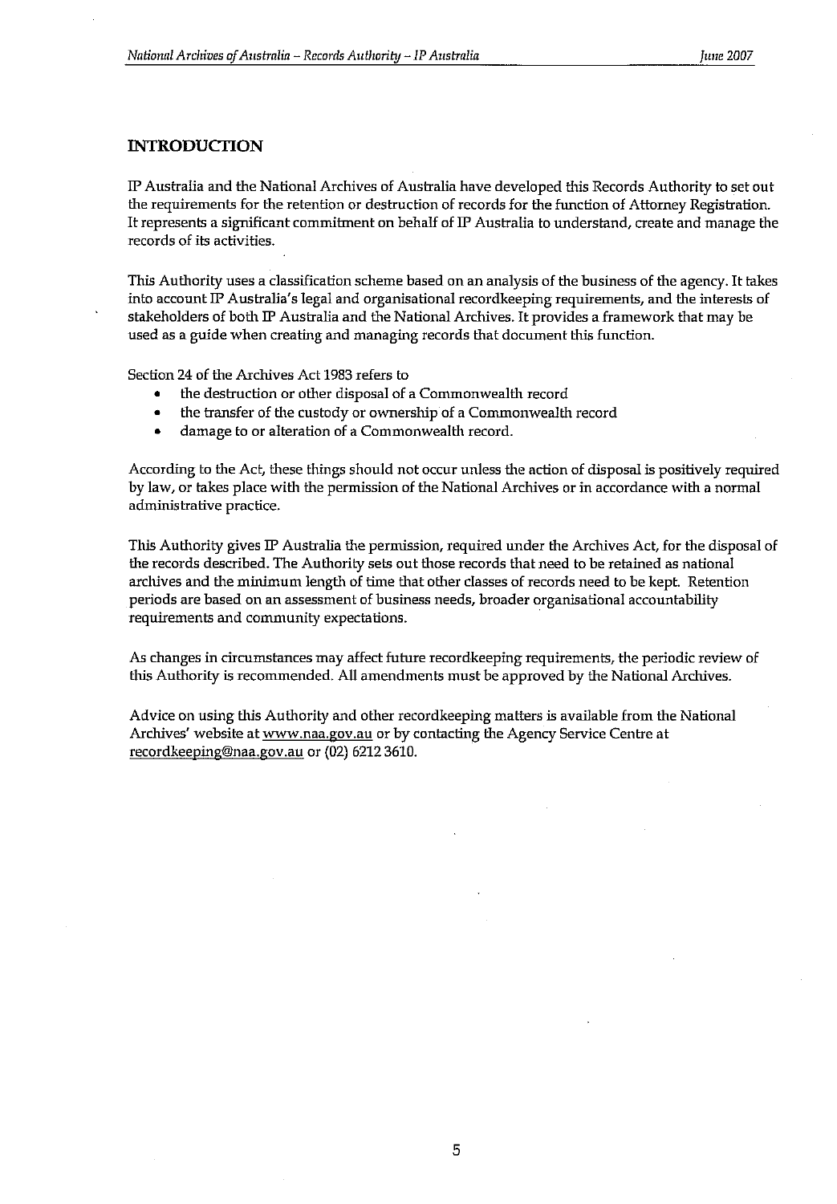## INTRODUCTION

IP Australia and the National Archives of Australia have developed this Records Authority to set out the requirements for the retention or destruction of records for the function of Attorney Registration. It represents a significant commitment on behalf of IP Australia to understand, create and manage the records of its activities.

This Authority uses a classification scheme based on an analysis of the business of the agency. It takes into account IP Australia's legal and organisational recordkeeping requirements, and the interests of stakeholders of both IP Australia and the National Archives. It provides a framework that may be used as a guide when creating and managing records that document this function.

Section 24 of the Archives Act 1983 refers to

- the destruction or other disposal of a Commonwealth record
- the transfer of the custody or ownership of a Commonwealth record
- damage to or alteration of a Commonwealth record.

According to the Act, these things should not occur unless the action of disposal is positively required by law, or takes place with the permission of the National Archives or in accordance with a normal administrative practice.

This Authority gives IP Australia the permission, required under the Archives Act, for the disposal of the records described. The Authority sets out those records that need to be retained as national archives and the minimum length of time that other classes of records need to be kept. Retention periods are based on an assessment of business needs, broader organisational accountability requirements and community expectations.

As changes in circumstances may affect future recordkeeping requirements, the periodic review of this Authority is recommended. All amendments must be approved by the National Archives.

Advice on using this Authority and other recordkeeping matters is available from the National Archives' website at www.naa.gov.au or by contacting the Agency Service Centre at recordkeeping@naa.gov.au or (02) 6212 3610.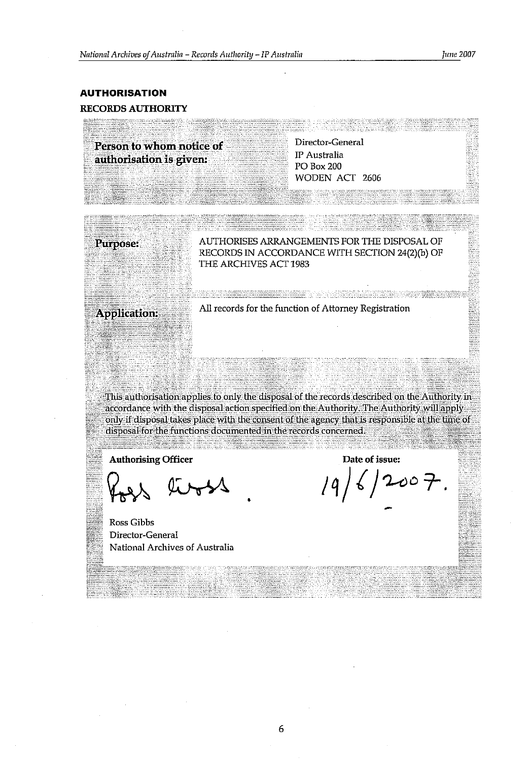## AUTHORISATION

### RECORDS AUTHORITY

| Person to whom notice of authorisation is given: | Director-General<br>IP Australia<br>PO Box 200<br>WODEN ACT 2606 |
|---|---|

| | |
|---|---|
| **Purpose:** | AUTHORISES ARRANGEMENTS FOR THE DISPOSAL OF RECORDS IN ACCORDANCE WITH SECTION 24(2)(b) OF THE ARCHIVES ACT 1983 |
| **Application:** | All records for the function of Attorney Registration |

This authorisation applies to only the disposal of the records described on the Authority in accordance with the disposal action specified on the Authority. The Authority will apply only if disposal takes place with the consent of the agency that is responsible at the time of disposal for the functions documented in the records concerned.

| **Authorising Officer** | **Date of issue:** |
|---|---|
| Ross Gibbs<br>Director-General<br>National Archives of Australia | 19/6/2007. |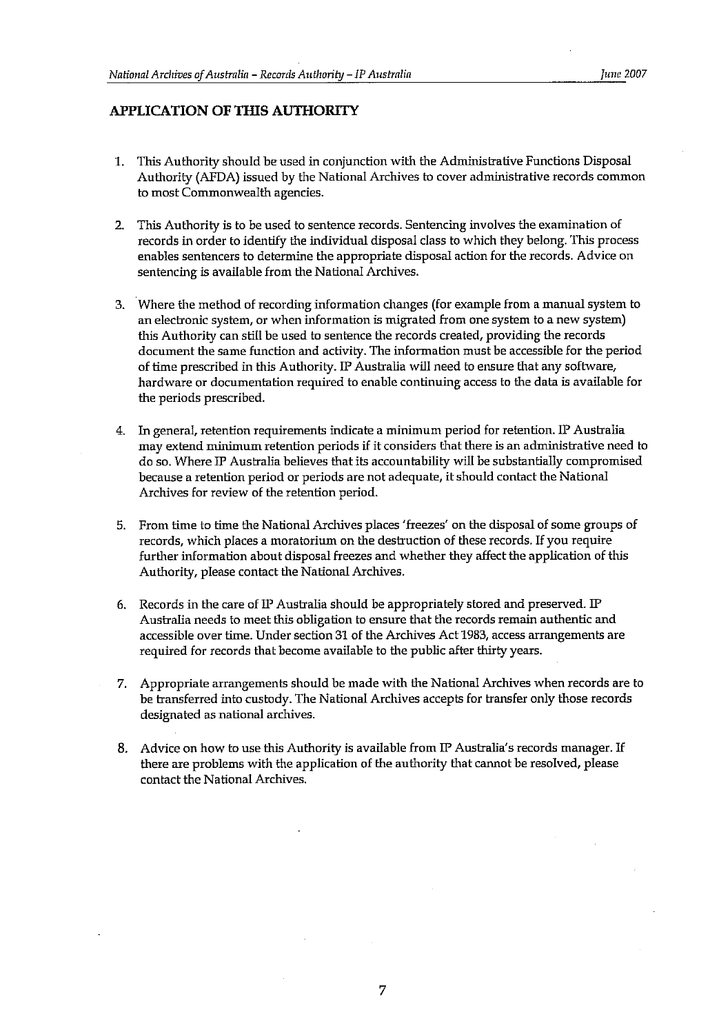## APPLICATION OF THIS AUTHORITY

1. This Authority should be used in conjunction with the Administrative Functions Disposal Authority (AFDA) issued by the National Archives to cover administrative records common to most Commonwealth agencies.

2. This Authority is to be used to sentence records. Sentencing involves the examination of records in order to identify the individual disposal class to which they belong. This process enables sentencers to determine the appropriate disposal action for the records. Advice on sentencing is available from the National Archives.

3. Where the method of recording information changes (for example from a manual system to an electronic system, or when information is migrated from one system to a new system) this Authority can still be used to sentence the records created, providing the records document the same function and activity. The information must be accessible for the period of time prescribed in this Authority. IP Australia will need to ensure that any software, hardware or documentation required to enable continuing access to the data is available for the periods prescribed.

4. In general, retention requirements indicate a minimum period for retention. IP Australia may extend minimum retention periods if it considers that there is an administrative need to do so. Where IP Australia believes that its accountability will be substantially compromised because a retention period or periods are not adequate, it should contact the National Archives for review of the retention period.

5. From time to time the National Archives places 'freezes' on the disposal of some groups of records, which places a moratorium on the destruction of these records. If you require further information about disposal freezes and whether they affect the application of this Authority, please contact the National Archives.

6. Records in the care of IP Australia should be appropriately stored and preserved. IP Australia needs to meet this obligation to ensure that the records remain authentic and accessible over time. Under section 31 of the Archives Act 1983, access arrangements are required for records that become available to the public after thirty years.

7. Appropriate arrangements should be made with the National Archives when records are to be transferred into custody. The National Archives accepts for transfer only those records designated as national archives.

8. Advice on how to use this Authority is available from IP Australia's records manager. If there are problems with the application of the authority that cannot be resolved, please contact the National Archives.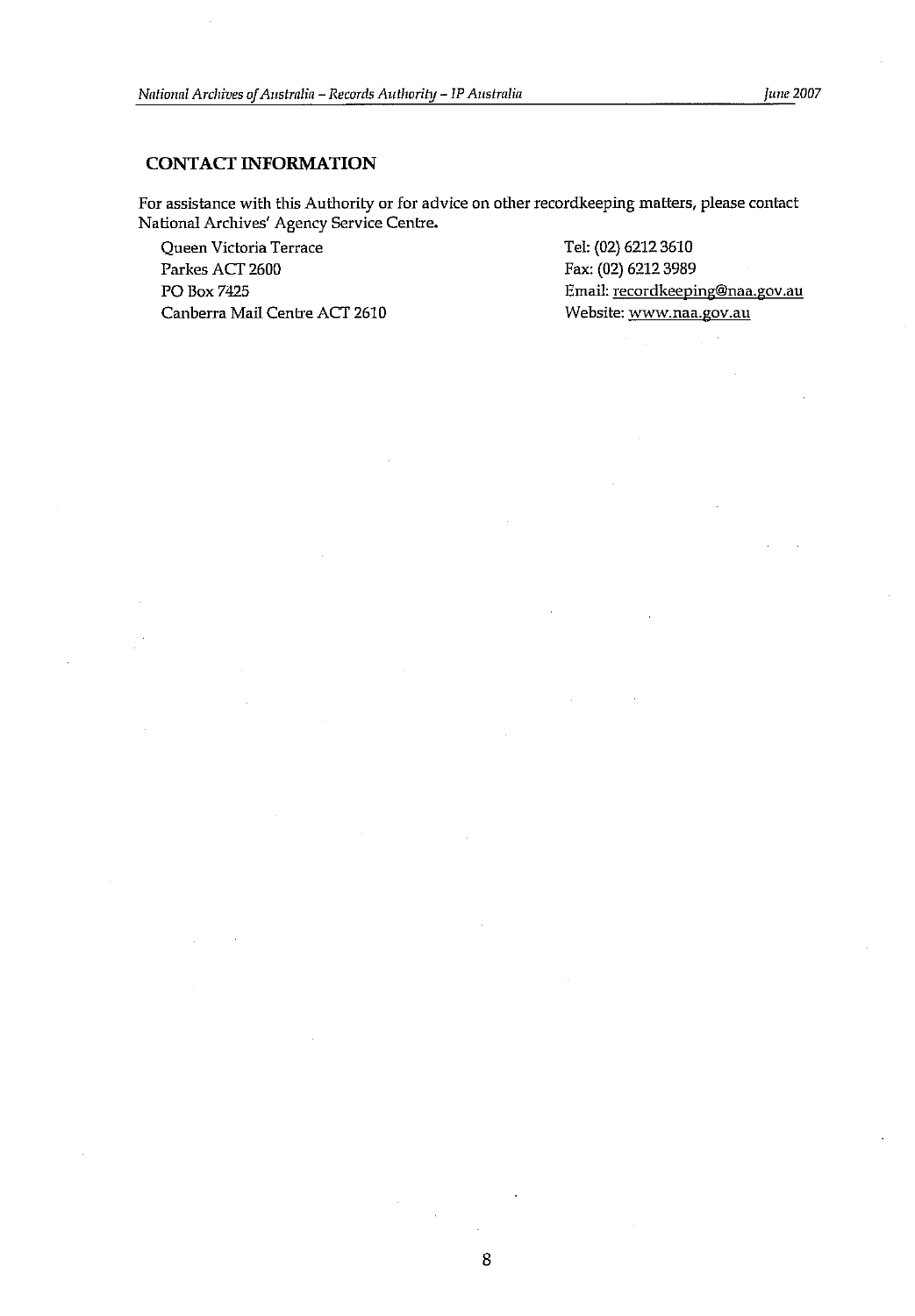## CONTACT INFORMATION

For assistance with this Authority or for advice on other recordkeeping matters, please contact National Archives' Agency Service Centre.

Queen Victoria Terrace
Parkes ACT 2600
PO Box 7425
Canberra Mail Centre ACT 2610

Tel: (02) 6212 3610
Fax: (02) 6212 3989
Email: recordkeeping@naa.gov.au
Website: www.naa.gov.au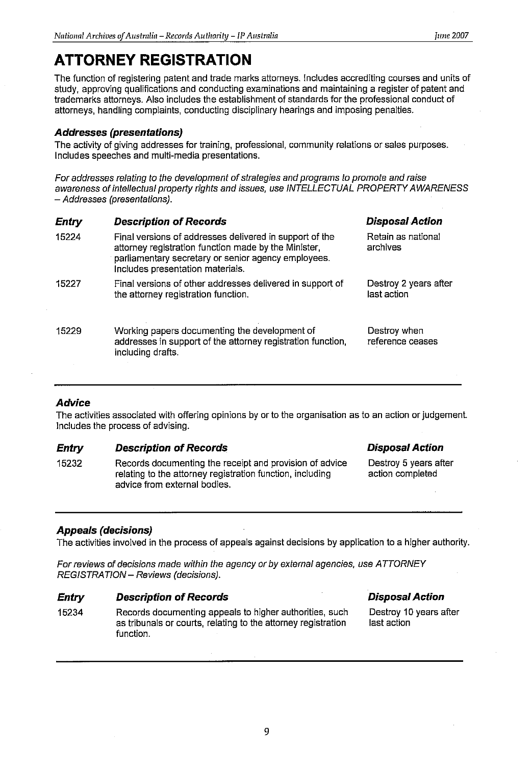# ATTORNEY REGISTRATION

The function of registering patent and trade marks attorneys. Includes accrediting courses and units of study, approving qualifications and conducting examinations and maintaining a register of patent and trademarks attorneys. Also includes the establishment of standards for the professional conduct of attorneys, handling complaints, conducting disciplinary hearings and imposing penalties.

### *Addresses (presentations)*

The activity of giving addresses for training, professional, community relations or sales purposes. Includes speeches and multi-media presentations.

*For addresses relating to the development of strategies and programs to promote and raise awareness of intellectual property rights and issues, use INTELLECTUAL PROPERTY AWARENESS – Addresses (presentations).*

| *Entry* | *Description of Records* | *Disposal Action* |
|---|---|---|
| 15224 | Final versions of addresses delivered in support of the attorney registration function made by the Minister, parliamentary secretary or senior agency employees. Includes presentation materials. | Retain as national archives |
| 15227 | Final versions of other addresses delivered in support of the attorney registration function. | Destroy 2 years after last action |
| 15229 | Working papers documenting the development of addresses in support of the attorney registration function, including drafts. | Destroy when reference ceases |

### *Advice*

The activities associated with offering opinions by or to the organisation as to an action or judgement. Includes the process of advising.

| *Entry* | *Description of Records* | *Disposal Action* |
|---|---|---|
| 15232 | Records documenting the receipt and provision of advice relating to the attorney registration function, including advice from external bodies. | Destroy 5 years after action completed |

### *Appeals (decisions)*

The activities involved in the process of appeals against decisions by application to a higher authority.

*For reviews of decisions made within the agency or by external agencies, use ATTORNEY REGISTRATION – Reviews (decisions).*

| *Entry* | *Description of Records* | *Disposal Action* |
|---|---|---|
| 15234 | Records documenting appeals to higher authorities, such as tribunals or courts, relating to the attorney registration function. | Destroy 10 years after last action |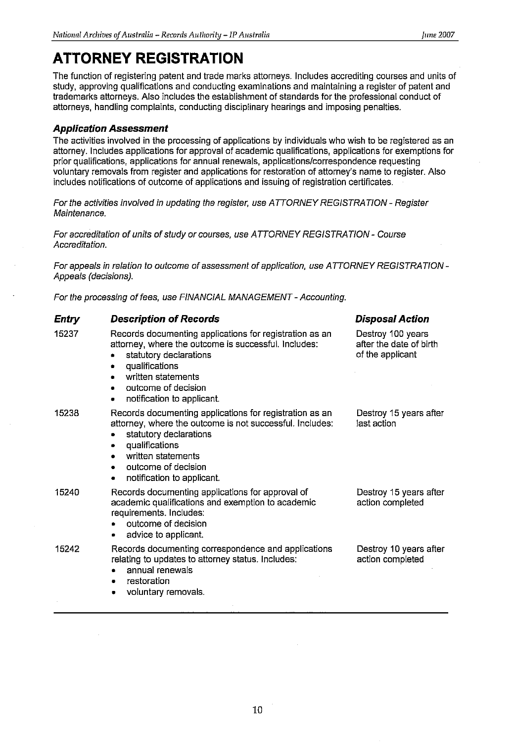# ATTORNEY REGISTRATION

The function of registering patent and trade marks attorneys. Includes accrediting courses and units of study, approving qualifications and conducting examinations and maintaining a register of patent and trademarks attorneys. Also includes the establishment of standards for the professional conduct of attorneys, handling complaints, conducting disciplinary hearings and imposing penalties.

### *Application Assessment*

The activities involved in the processing of applications by individuals who wish to be registered as an attorney. Includes applications for approval of academic qualifications, applications for exemptions for prior qualifications, applications for annual renewals, applications/correspondence requesting voluntary removals from register and applications for restoration of attorney's name to register. Also includes notifications of outcome of applications and issuing of registration certificates.

*For the activities involved in updating the register, use ATTORNEY REGISTRATION - Register Maintenance.*

*For accreditation of units of study or courses, use ATTORNEY REGISTRATION - Course Accreditation.*

*For appeals in relation to outcome of assessment of application, use ATTORNEY REGISTRATION - Appeals (decisions).*

*For the processing of fees, use FINANCIAL MANAGEMENT - Accounting.*

| *Entry* | *Description of Records* | *Disposal Action* |
|---|---|---|
| 15237 | Records documenting applications for registration as an attorney, where the outcome is successful. Includes:<br>• statutory declarations<br>• qualifications<br>• written statements<br>• outcome of decision<br>• notification to applicant. | Destroy 100 years after the date of birth of the applicant |
| 15238 | Records documenting applications for registration as an attorney, where the outcome is not successful. Includes:<br>• statutory declarations<br>• qualifications<br>• written statements<br>• outcome of decision<br>• notification to applicant. | Destroy 15 years after last action |
| 15240 | Records documenting applications for approval of academic qualifications and exemption to academic requirements. Includes:<br>• outcome of decision<br>• advice to applicant. | Destroy 15 years after action completed |
| 15242 | Records documenting correspondence and applications relating to updates to attorney status. Includes:<br>• annual renewals<br>• restoration<br>• voluntary removals. | Destroy 10 years after action completed |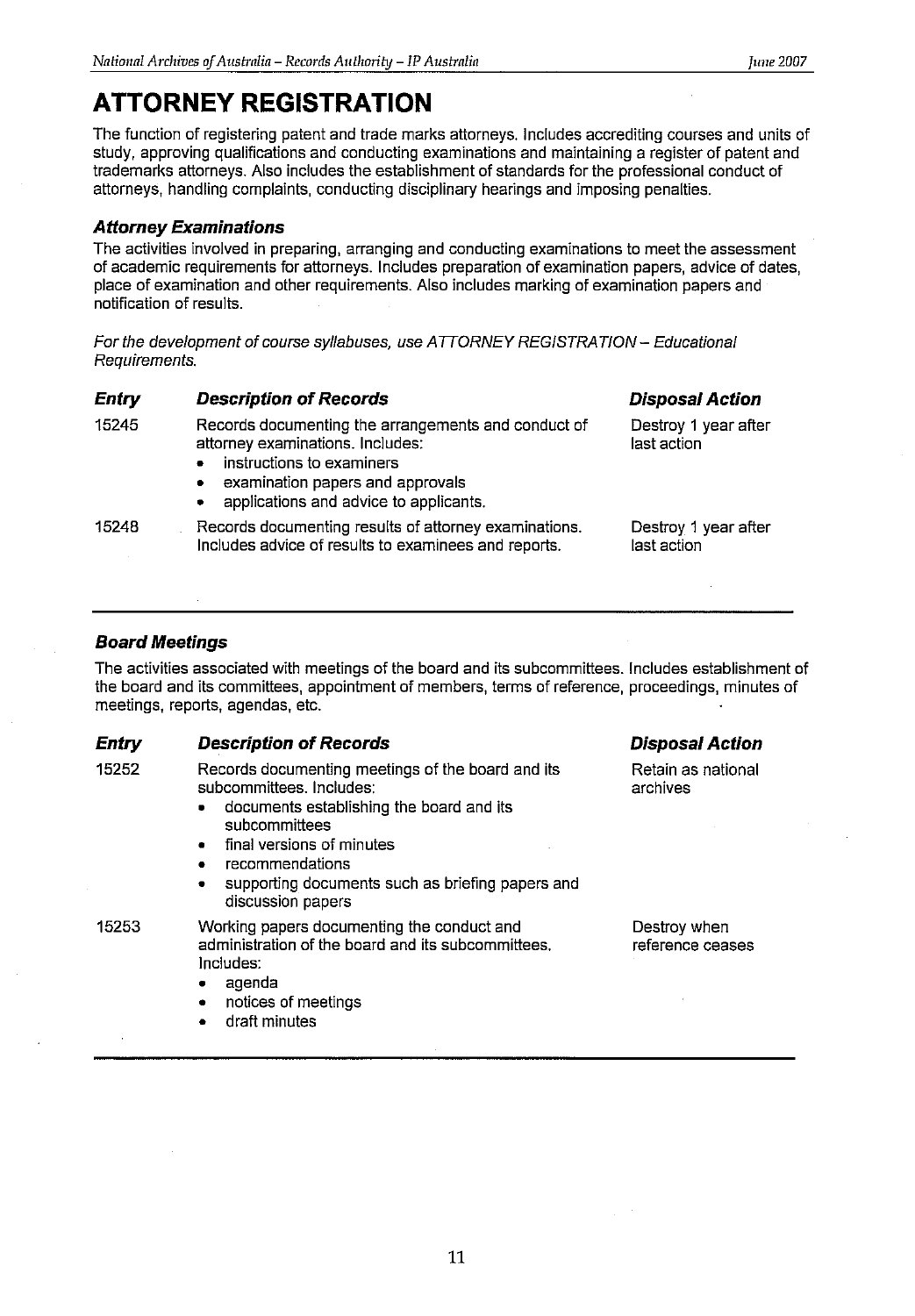# ATTORNEY REGISTRATION

The function of registering patent and trade marks attorneys. Includes accrediting courses and units of study, approving qualifications and conducting examinations and maintaining a register of patent and trademarks attorneys. Also includes the establishment of standards for the professional conduct of attorneys, handling complaints, conducting disciplinary hearings and imposing penalties.

### *Attorney Examinations*

The activities involved in preparing, arranging and conducting examinations to meet the assessment of academic requirements for attorneys. Includes preparation of examination papers, advice of dates, place of examination and other requirements. Also includes marking of examination papers and notification of results.

*For the development of course syllabuses, use ATTORNEY REGISTRATION – Educational Requirements.*

| *Entry* | *Description of Records* | *Disposal Action* |
|---|---|---|
| 15245 | Records documenting the arrangements and conduct of attorney examinations. Includes:<br>• instructions to examiners<br>• examination papers and approvals<br>• applications and advice to applicants. | Destroy 1 year after last action |
| 15248 | Records documenting results of attorney examinations. Includes advice of results to examinees and reports. | Destroy 1 year after last action |

### *Board Meetings*

The activities associated with meetings of the board and its subcommittees. Includes establishment of the board and its committees, appointment of members, terms of reference, proceedings, minutes of meetings, reports, agendas, etc.

| *Entry* | *Description of Records* | *Disposal Action* |
|---|---|---|
| 15252 | Records documenting meetings of the board and its subcommittees. Includes:<br>• documents establishing the board and its subcommittees<br>• final versions of minutes<br>• recommendations<br>• supporting documents such as briefing papers and discussion papers | Retain as national archives |
| 15253 | Working papers documenting the conduct and administration of the board and its subcommittees. Includes:<br>• agenda<br>• notices of meetings<br>• draft minutes | Destroy when reference ceases |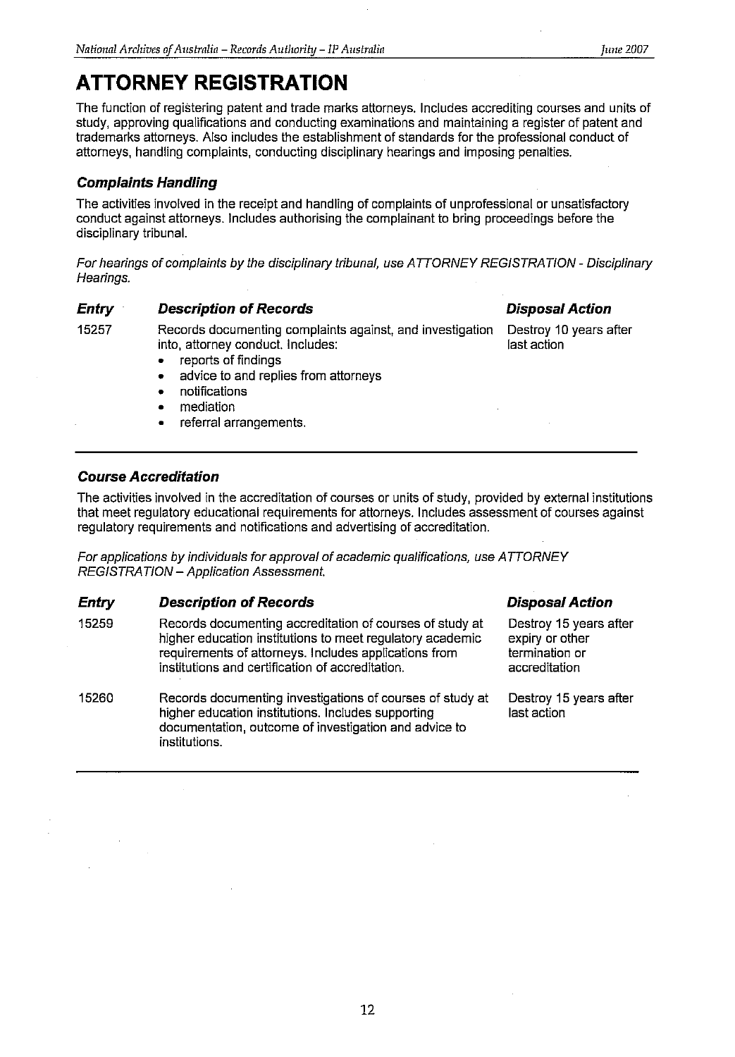# ATTORNEY REGISTRATION

The function of registering patent and trade marks attorneys. Includes accrediting courses and units of study, approving qualifications and conducting examinations and maintaining a register of patent and trademarks attorneys. Also includes the establishment of standards for the professional conduct of attorneys, handling complaints, conducting disciplinary hearings and imposing penalties.

### *Complaints Handling*

The activities involved in the receipt and handling of complaints of unprofessional or unsatisfactory conduct against attorneys. Includes authorising the complainant to bring proceedings before the disciplinary tribunal.

*For hearings of complaints by the disciplinary tribunal, use ATTORNEY REGISTRATION - Disciplinary Hearings.*

| *Entry* | *Description of Records* | *Disposal Action* |
|---|---|---|
| 15257 | Records documenting complaints against, and investigation into, attorney conduct. Includes:<br>• reports of findings<br>• advice to and replies from attorneys<br>• notifications<br>• mediation<br>• referral arrangements. | Destroy 10 years after last action |

### *Course Accreditation*

The activities involved in the accreditation of courses or units of study, provided by external institutions that meet regulatory educational requirements for attorneys. Includes assessment of courses against regulatory requirements and notifications and advertising of accreditation.

*For applications by individuals for approval of academic qualifications, use ATTORNEY REGISTRATION – Application Assessment.*

| *Entry* | *Description of Records* | *Disposal Action* |
|---|---|---|
| 15259 | Records documenting accreditation of courses of study at higher education institutions to meet regulatory academic requirements of attorneys. Includes applications from institutions and certification of accreditation. | Destroy 15 years after expiry or other termination or accreditation |
| 15260 | Records documenting investigations of courses of study at higher education institutions. Includes supporting documentation, outcome of investigation and advice to institutions. | Destroy 15 years after last action |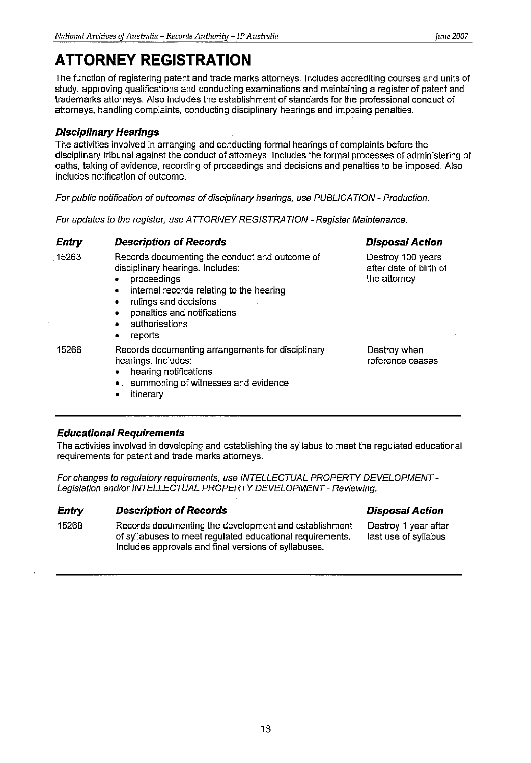# ATTORNEY REGISTRATION

The function of registering patent and trade marks attorneys. Includes accrediting courses and units of study, approving qualifications and conducting examinations and maintaining a register of patent and trademarks attorneys. Also includes the establishment of standards for the professional conduct of attorneys, handling complaints, conducting disciplinary hearings and imposing penalties.

### *Disciplinary Hearings*

The activities involved in arranging and conducting formal hearings of complaints before the disciplinary tribunal against the conduct of attorneys. Includes the formal processes of administering of oaths, taking of evidence, recording of proceedings and decisions and penalties to be imposed. Also includes notification of outcome.

*For public notification of outcomes of disciplinary hearings, use PUBLICATION - Production.*

*For updates to the register, use ATTORNEY REGISTRATION - Register Maintenance.*

| *Entry* | *Description of Records* | *Disposal Action* |
|---|---|---|
| 15263 | Records documenting the conduct and outcome of disciplinary hearings. Includes:<br>• proceedings<br>• internal records relating to the hearing<br>• rulings and decisions<br>• penalties and notifications<br>• authorisations<br>• reports | Destroy 100 years after date of birth of the attorney |
| 15266 | Records documenting arrangements for disciplinary hearings. Includes:<br>• hearing notifications<br>• summoning of witnesses and evidence<br>• itinerary | Destroy when reference ceases |

### *Educational Requirements*

The activities involved in developing and establishing the syllabus to meet the regulated educational requirements for patent and trade marks attorneys.

*For changes to regulatory requirements, use INTELLECTUAL PROPERTY DEVELOPMENT - Legislation and/or INTELLECTUAL PROPERTY DEVELOPMENT - Reviewing.*

| *Entry* | *Description of Records* | *Disposal Action* |
|---|---|---|
| 15268 | Records documenting the development and establishment of syllabuses to meet regulated educational requirements. Includes approvals and final versions of syllabuses. | Destroy 1 year after last use of syllabus |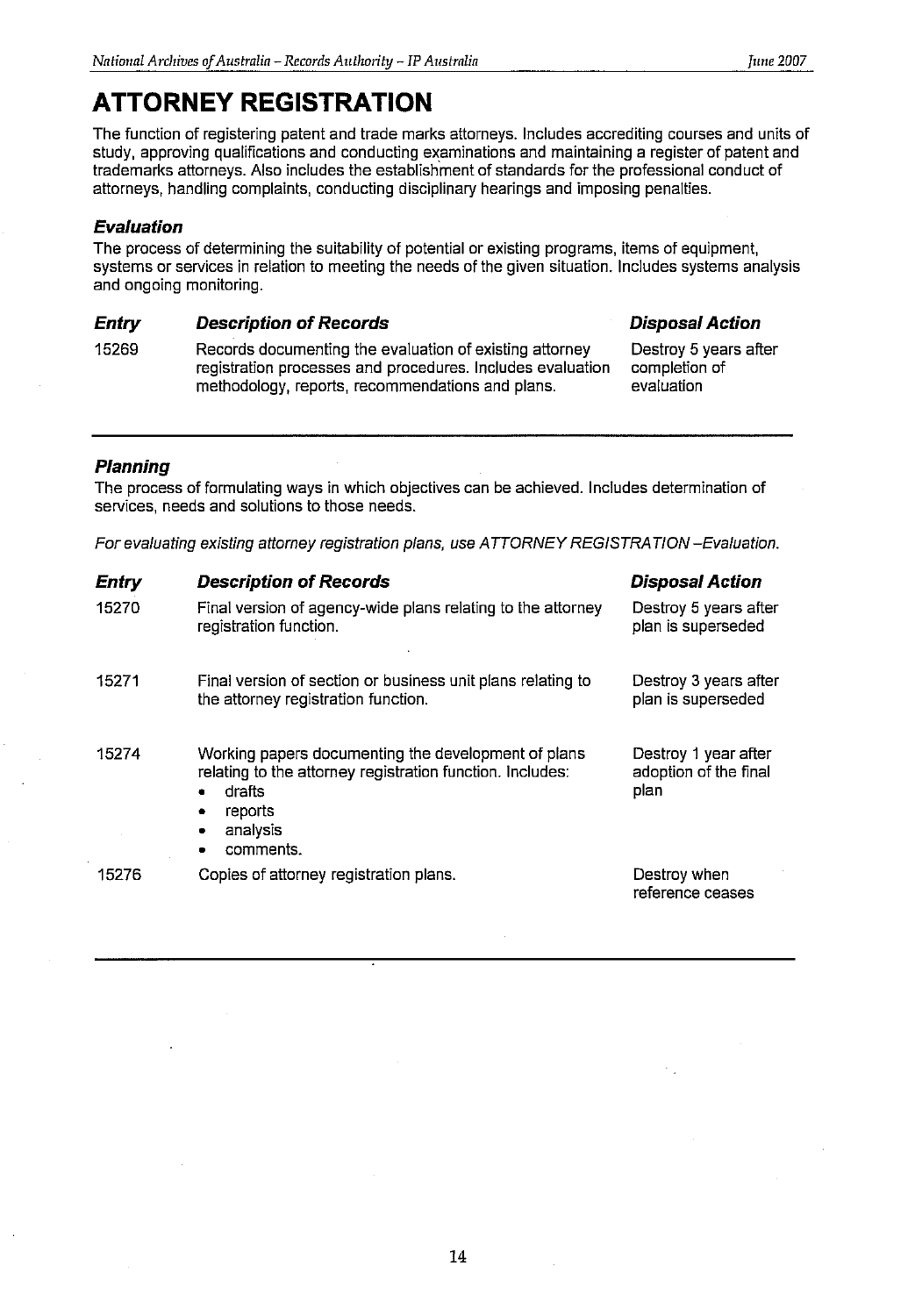# ATTORNEY REGISTRATION

The function of registering patent and trade marks attorneys. Includes accrediting courses and units of study, approving qualifications and conducting examinations and maintaining a register of patent and trademarks attorneys. Also includes the establishment of standards for the professional conduct of attorneys, handling complaints, conducting disciplinary hearings and imposing penalties.

### *Evaluation*

The process of determining the suitability of potential or existing programs, items of equipment, systems or services in relation to meeting the needs of the given situation. Includes systems analysis and ongoing monitoring.

| *Entry* | *Description of Records* | *Disposal Action* |
|---|---|---|
| 15269 | Records documenting the evaluation of existing attorney registration processes and procedures. Includes evaluation methodology, reports, recommendations and plans. | Destroy 5 years after completion of evaluation |

### *Planning*

The process of formulating ways in which objectives can be achieved. Includes determination of services, needs and solutions to those needs.

*For evaluating existing attorney registration plans, use ATTORNEY REGISTRATION –Evaluation.*

| *Entry* | *Description of Records* | *Disposal Action* |
|---|---|---|
| 15270 | Final version of agency-wide plans relating to the attorney registration function. | Destroy 5 years after plan is superseded |
| 15271 | Final version of section or business unit plans relating to the attorney registration function. | Destroy 3 years after plan is superseded |
| 15274 | Working papers documenting the development of plans relating to the attorney registration function. Includes: • drafts • reports • analysis • comments. | Destroy 1 year after adoption of the final plan |
| 15276 | Copies of attorney registration plans. | Destroy when reference ceases |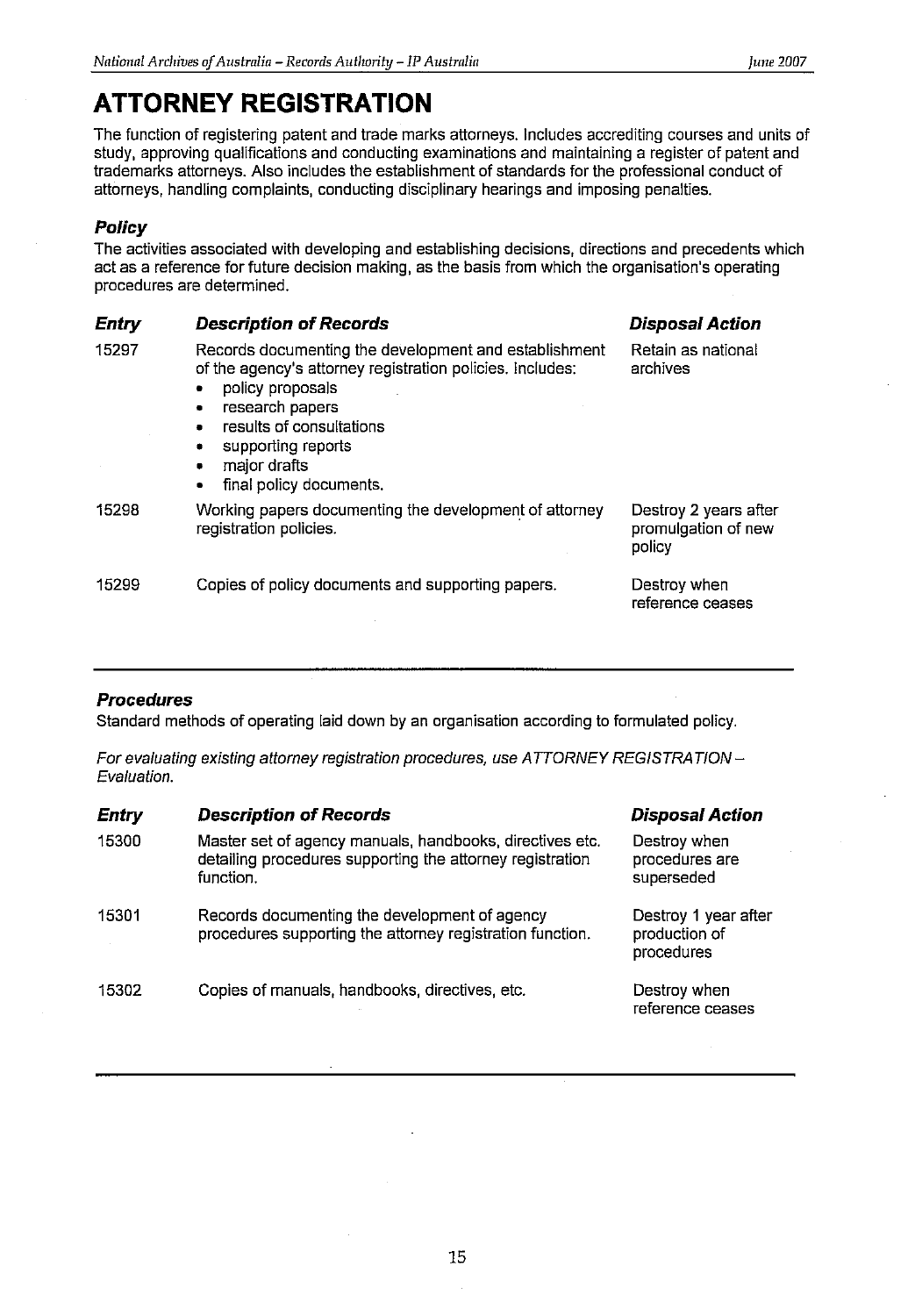# ATTORNEY REGISTRATION

The function of registering patent and trade marks attorneys. Includes accrediting courses and units of study, approving qualifications and conducting examinations and maintaining a register of patent and trademarks attorneys. Also includes the establishment of standards for the professional conduct of attorneys, handling complaints, conducting disciplinary hearings and imposing penalties.

### *Policy*

The activities associated with developing and establishing decisions, directions and precedents which act as a reference for future decision making, as the basis from which the organisation's operating procedures are determined.

| *Entry* | *Description of Records* | *Disposal Action* |
|---|---|---|
| 15297 | Records documenting the development and establishment of the agency's attorney registration policies. Includes:<br>• policy proposals<br>• research papers<br>• results of consultations<br>• supporting reports<br>• major drafts<br>• final policy documents. | Retain as national archives |
| 15298 | Working papers documenting the development of attorney registration policies. | Destroy 2 years after promulgation of new policy |
| 15299 | Copies of policy documents and supporting papers. | Destroy when reference ceases |

### *Procedures*

Standard methods of operating laid down by an organisation according to formulated policy.

*For evaluating existing attorney registration procedures, use ATTORNEY REGISTRATION – Evaluation.*

| *Entry* | *Description of Records* | *Disposal Action* |
|---|---|---|
| 15300 | Master set of agency manuals, handbooks, directives etc. detailing procedures supporting the attorney registration function. | Destroy when procedures are superseded |
| 15301 | Records documenting the development of agency procedures supporting the attorney registration function. | Destroy 1 year after production of procedures |
| 15302 | Copies of manuals, handbooks, directives, etc. | Destroy when reference ceases |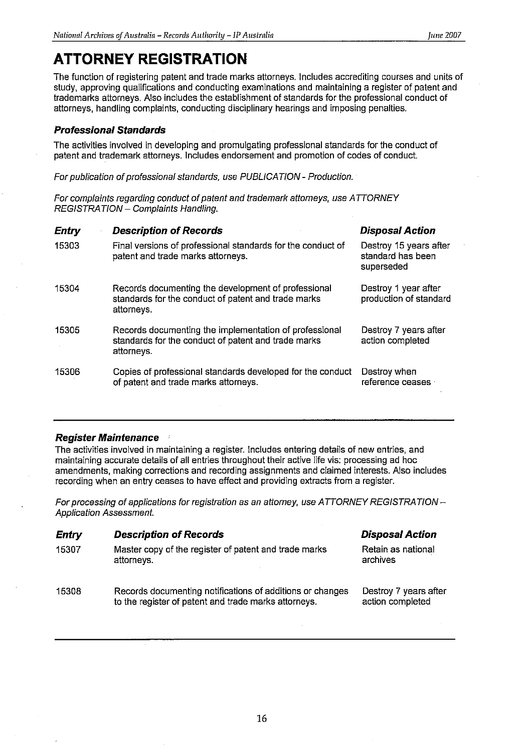# ATTORNEY REGISTRATION

The function of registering patent and trade marks attorneys. Includes accrediting courses and units of study, approving qualifications and conducting examinations and maintaining a register of patent and trademarks attorneys. Also includes the establishment of standards for the professional conduct of attorneys, handling complaints, conducting disciplinary hearings and imposing penalties.

### *Professional Standards*

The activities involved in developing and promulgating professional standards for the conduct of patent and trademark attorneys. Includes endorsement and promotion of codes of conduct.

*For publication of professional standards, use PUBLICATION - Production.*

*For complaints regarding conduct of patent and trademark attorneys, use ATTORNEY REGISTRATION – Complaints Handling.*

| *Entry* | *Description of Records* | *Disposal Action* |
|---|---|---|
| 15303 | Final versions of professional standards for the conduct of patent and trade marks attorneys. | Destroy 15 years after standard has been superseded |
| 15304 | Records documenting the development of professional standards for the conduct of patent and trade marks attorneys. | Destroy 1 year after production of standard |
| 15305 | Records documenting the implementation of professional standards for the conduct of patent and trade marks attorneys. | Destroy 7 years after action completed |
| 15306 | Copies of professional standards developed for the conduct of patent and trade marks attorneys. | Destroy when reference ceases |

### *Register Maintenance*

The activities involved in maintaining a register. Includes entering details of new entries, and maintaining accurate details of all entries throughout their active life vis: processing ad hoc amendments, making corrections and recording assignments and claimed interests. Also includes recording when an entry ceases to have effect and providing extracts from a register.

*For processing of applications for registration as an attorney, use ATTORNEY REGISTRATION – Application Assessment.*

| *Entry* | *Description of Records* | *Disposal Action* |
|---|---|---|
| 15307 | Master copy of the register of patent and trade marks attorneys. | Retain as national archives |
| 15308 | Records documenting notifications of additions or changes to the register of patent and trade marks attorneys. | Destroy 7 years after action completed |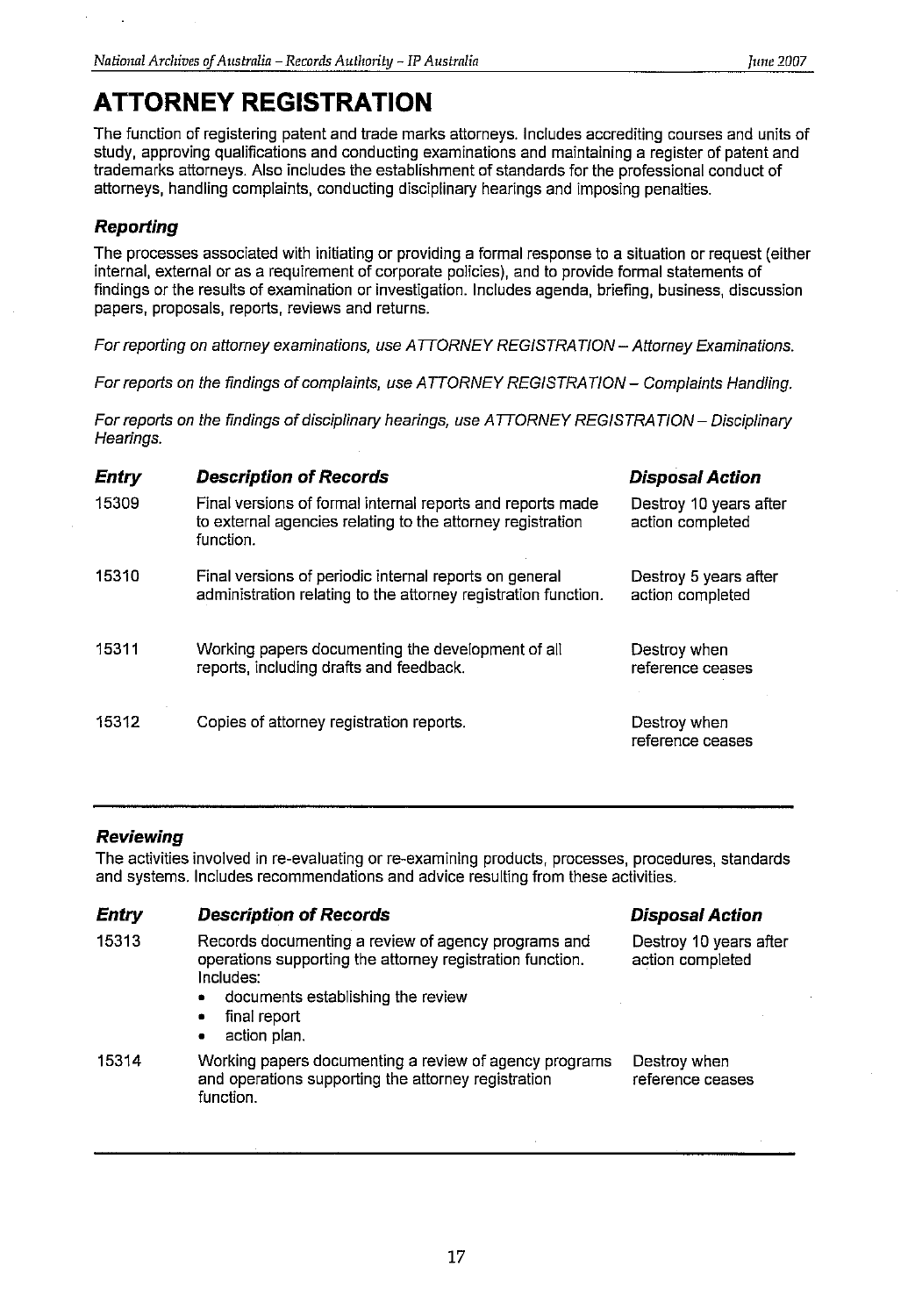# ATTORNEY REGISTRATION

The function of registering patent and trade marks attorneys. Includes accrediting courses and units of study, approving qualifications and conducting examinations and maintaining a register of patent and trademarks attorneys. Also includes the establishment of standards for the professional conduct of attorneys, handling complaints, conducting disciplinary hearings and imposing penalties.

### *Reporting*

The processes associated with initiating or providing a formal response to a situation or request (either internal, external or as a requirement of corporate policies), and to provide formal statements of findings or the results of examination or investigation. Includes agenda, briefing, business, discussion papers, proposals, reports, reviews and returns.

*For reporting on attorney examinations, use ATTORNEY REGISTRATION – Attorney Examinations.*

*For reports on the findings of complaints, use ATTORNEY REGISTRATION – Complaints Handling.*

*For reports on the findings of disciplinary hearings, use ATTORNEY REGISTRATION – Disciplinary Hearings.*

| ***Entry*** | ***Description of Records*** | ***Disposal Action*** |
|---|---|---|
| 15309 | Final versions of formal internal reports and reports made to external agencies relating to the attorney registration function. | Destroy 10 years after action completed |
| 15310 | Final versions of periodic internal reports on general administration relating to the attorney registration function. | Destroy 5 years after action completed |
| 15311 | Working papers documenting the development of all reports, including drafts and feedback. | Destroy when reference ceases |
| 15312 | Copies of attorney registration reports. | Destroy when reference ceases |

### *Reviewing*

The activities involved in re-evaluating or re-examining products, processes, procedures, standards and systems. Includes recommendations and advice resulting from these activities.

| ***Entry*** | ***Description of Records*** | ***Disposal Action*** |
|---|---|---|
| 15313 | Records documenting a review of agency programs and operations supporting the attorney registration function. Includes:<br>• documents establishing the review<br>• final report<br>• action plan. | Destroy 10 years after action completed |
| 15314 | Working papers documenting a review of agency programs and operations supporting the attorney registration function. | Destroy when reference ceases |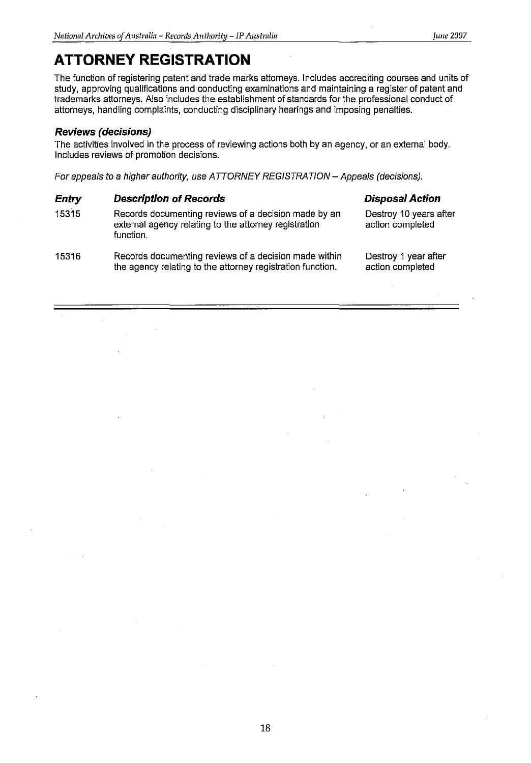# ATTORNEY REGISTRATION

The function of registering patent and trade marks attorneys. Includes accrediting courses and units of study, approving qualifications and conducting examinations and maintaining a register of patent and trademarks attorneys. Also includes the establishment of standards for the professional conduct of attorneys, handling complaints, conducting disciplinary hearings and imposing penalties.

### *Reviews (decisions)*

The activities involved in the process of reviewing actions both by an agency, or an external body. Includes reviews of promotion decisions.

*For appeals to a higher authority, use ATTORNEY REGISTRATION – Appeals (decisions).*

| *Entry* | *Description of Records* | *Disposal Action* |
|---|---|---|
| 15315 | Records documenting reviews of a decision made by an external agency relating to the attorney registration function. | Destroy 10 years after action completed |
| 15316 | Records documenting reviews of a decision made within the agency relating to the attorney registration function. | Destroy 1 year after action completed |